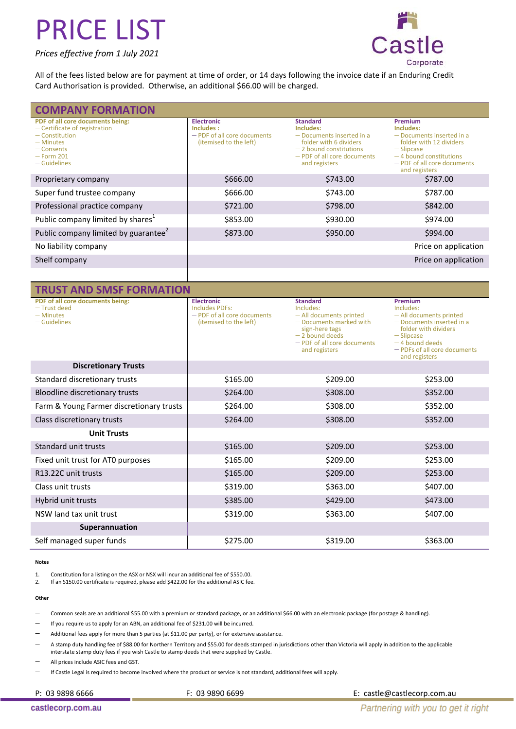# PRICE LIST

*Prices effective from 1 July 2021*

Castle Corporate

All of the fees listed below are for payment at time of order, or 14 days following the invoice date if an Enduring Credit Card Authorisation is provided. Otherwise, an additional $66.00 will be charged.

## COMPANY FORMATION

| PDF of all core documents being: — Certificate of registration — Constitution — Minutes — Consents — Form 201 — Guidelines | **Electronic** Includes: — PDF of all core documents (itemised to the left) | **Standard** Includes: — Documents inserted in a folder with 6 dividers — 2 bound constitutions — PDF of all core documents and registers | **Premium** Includes: — Documents inserted in a folder with 12 dividers — Slipcase — 4 bound constitutions — PDF of all core documents and registers |
|---|---|---|---|
| Proprietary company | $666.00 | $743.00 | $787.00 |
| Super fund trustee company | $666.00 | $743.00 | $787.00 |
| Professional practice company | $721.00 | $798.00 | $842.00 |
| Public company limited by shares[1] | $853.00 | $930.00 | $974.00 |
| Public company limited by guarantee[2] | $873.00 | $950.00 | $994.00 |
| No liability company | | | Price on application |
| Shelf company | | | Price on application |

## TRUST AND SMSF FORMATION

| PDF of all core documents being: — Trust deed — Minutes — Guidelines | **Electronic** Includes PDFs: — PDF of all core documents (itemised to the left) | **Standard** Includes: — All documents printed — Documents marked with sign-here tags — 2 bound deeds — PDF of all core documents and registers | **Premium** Includes: — All documents printed — Documents inserted in a folder with dividers — Slipcase — 4 bound deeds — PDFs of all core documents and registers |
|---|---|---|---|
| **Discretionary Trusts** | | | |
| Standard discretionary trusts | $165.00 | $209.00 | $253.00 |
| Bloodline discretionary trusts | $264.00 | $308.00 | $352.00 |
| Farm & Young Farmer discretionary trusts | $264.00 | $308.00 | $352.00 |
| Class discretionary trusts | $264.00 | $308.00 | $352.00 |
| **Unit Trusts** | | | |
| Standard unit trusts | $165.00 | $209.00 | $253.00 |
| Fixed unit trust for ATO purposes | $165.00 | $209.00 | $253.00 |
| R13.22C unit trusts | $165.00 | $209.00 | $253.00 |
| Class unit trusts | $319.00 | $363.00 | $407.00 |
| Hybrid unit trusts | $385.00 | $429.00 | $473.00 |
| NSW land tax unit trust | $319.00 | $363.00 | $407.00 |
| **Superannuation** | | | |
| Self managed super funds | $275.00 | $319.00 | $363.00 |

**Notes**

1. Constitution for a listing on the ASX or NSX will incur an additional fee of $550.00.
2. If an S150.00 certificate is required, please add $422.00 for the additional ASIC fee.

**Other**

- Common seals are an additional $55.00 with a premium or standard package, or an additional $66.00 with an electronic package (for postage & handling).
- If you require us to apply for an ABN, an additional fee of $231.00 will be incurred.
- Additional fees apply for more than 5 parties (at $11.00 per party), or for extensive assistance.
- A stamp duty handling fee of $88.00 for Northern Territory and $55.00 for deeds stamped in jurisdictions other than Victoria will apply in addition to the applicable interstate stamp duty fees if you wish Castle to stamp deeds that were supplied by Castle.
- All prices include ASIC fees and GST.
- If Castle Legal is required to become involved where the product or service is not standard, additional fees will apply.

P: 03 9898 6666 F: 03 9890 6699 E: castle@castlecorp.com.au

castlecorp.com.au *Partnering with you to get it right*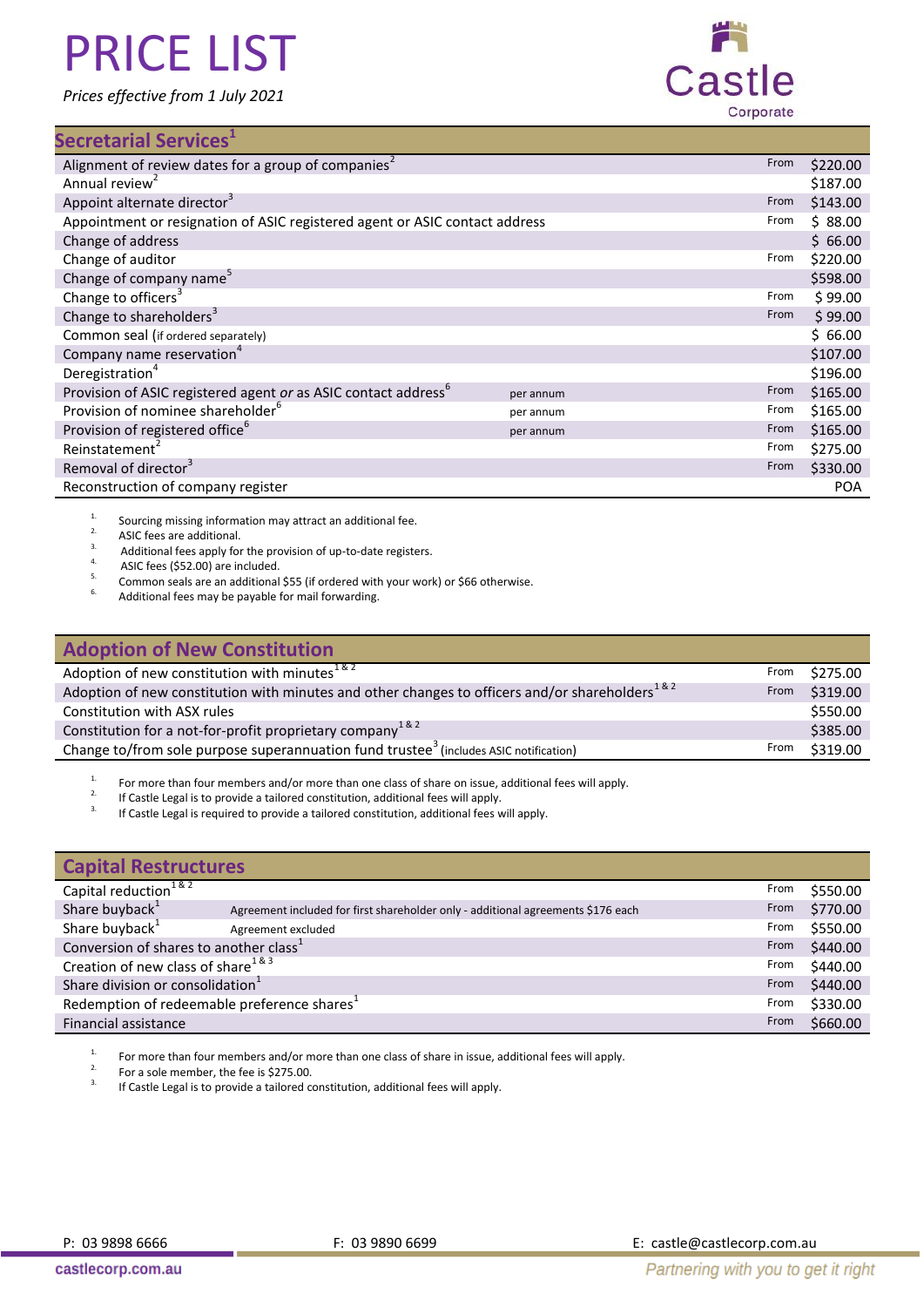# PRICE LIST

*Prices effective from 1 July 2021*

Castle
Corporate

## Secretarial Services[1]

| Service | | | Price |
|---|---|---|---|
| Alignment of review dates for a group of companies[2] | | From | $220.00 |
| Annual review[2] | | | $187.00 |
| Appoint alternate director[3] | | From | $143.00 |
| Appointment or resignation of ASIC registered agent or ASIC contact address | | From | $ 88.00 |
| Change of address | | | $ 66.00 |
| Change of auditor | | From | $220.00 |
| Change of company name[5] | | | $598.00 |
| Change to officers[3] | | From | $ 99.00 |
| Change to shareholders[3] | | From | $ 99.00 |
| Common seal (if ordered separately) | | | $ 66.00 |
| Company name reservation[4] | | | $107.00 |
| Deregistration[4] | | | $196.00 |
| Provision of ASIC registered agent *or* as ASIC contact address[6] | per annum | From | $165.00 |
| Provision of nominee shareholder[6] | per annum | From | $165.00 |
| Provision of registered office[6] | per annum | From | $165.00 |
| Reinstatement[2] | | From | $275.00 |
| Removal of director[3] | | From | $330.00 |
| Reconstruction of company register | | | POA |

1. Sourcing missing information may attract an additional fee.
2. ASIC fees are additional.
3. Additional fees apply for the provision of up-to-date registers.
4. ASIC fees ($52.00) are included.
5. Common seals are an additional $55 (if ordered with your work) or $66 otherwise.
6. Additional fees may be payable for mail forwarding.

## Adoption of New Constitution

| Service | | Price |
|---|---|---|
| Adoption of new constitution with minutes[1 & 2] | From | $275.00 |
| Adoption of new constitution with minutes and other changes to officers and/or shareholders[1 & 2] | From | $319.00 |
| Constitution with ASX rules | | $550.00 |
| Constitution for a not-for-profit proprietary company[1 & 2] | | $385.00 |
| Change to/from sole purpose superannuation fund trustee[3] (includes ASIC notification) | From | $319.00 |

1. For more than four members and/or more than one class of share on issue, additional fees will apply.
2. If Castle Legal is to provide a tailored constitution, additional fees will apply.
3. If Castle Legal is required to provide a tailored constitution, additional fees will apply.

## Capital Restructures

| Service | | | Price |
|---|---|---|---|
| Capital reduction[1 & 2] | | From | $550.00 |
| Share buyback[1] | Agreement included for first shareholder only - additional agreements $176 each | From | $770.00 |
| Share buyback[1] | Agreement excluded | From | $550.00 |
| Conversion of shares to another class[1] | | From | $440.00 |
| Creation of new class of share[1 & 3] | | From | $440.00 |
| Share division or consolidation[1] | | From | $440.00 |
| Redemption of redeemable preference shares[1] | | From | $330.00 |
| Financial assistance | | From | $660.00 |

1. For more than four members and/or more than one class of share in issue, additional fees will apply.
2. For a sole member, the fee is $275.00.
3. If Castle Legal is to provide a tailored constitution, additional fees will apply.

P: 03 9898 6666 F: 03 9890 6699 E: castle@castlecorp.com.au

castlecorp.com.au *Partnering with you to get it right*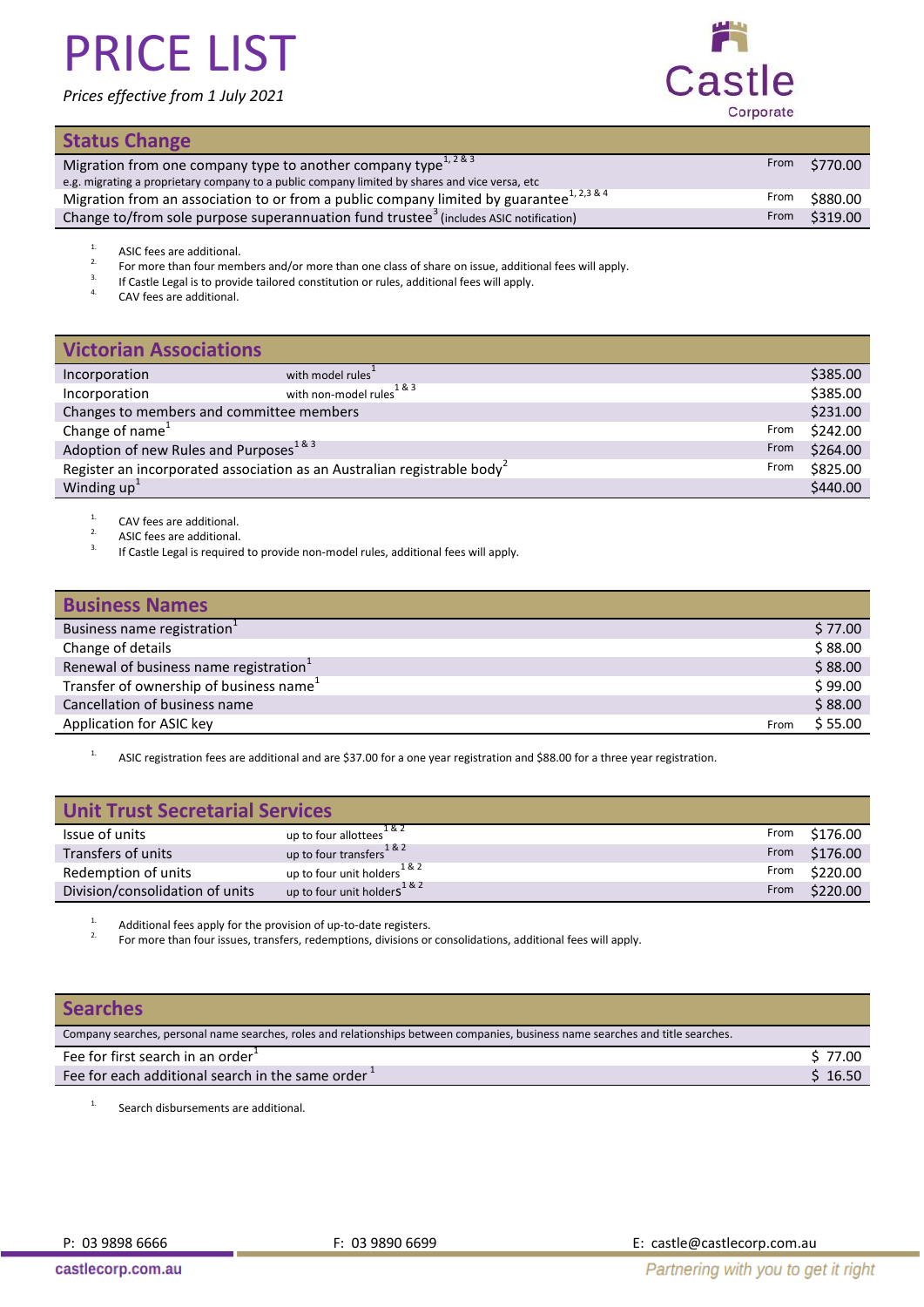# PRICE LIST

*Prices effective from 1 July 2021*

Castle Corporate

## Status Change

| Service | | Price |
|---|---|---|
| Migration from one company type to another company type[1, 2 & 3]<br>e.g. migrating a proprietary company to a public company limited by shares and vice versa, etc | From | $770.00 |
| Migration from an association to or from a public company limited by guarantee[1, 2,3 & 4] | From | $880.00 |
| Change to/from sole purpose superannuation fund trustee[3] (includes ASIC notification) | From | $319.00 |

1. ASIC fees are additional.
2. For more than four members and/or more than one class of share on issue, additional fees will apply.
3. If Castle Legal is to provide tailored constitution or rules, additional fees will apply.
4. CAV fees are additional.

## Victorian Associations

| Service | | | Price |
|---|---|---|---|
| Incorporation | with model rules[1] | | $385.00 |
| Incorporation | with non-model rules[1 & 3] | | $385.00 |
| Changes to members and committee members | | | $231.00 |
| Change of name[1] | | From | $242.00 |
| Adoption of new Rules and Purposes[1 & 3] | | From | $264.00 |
| Register an incorporated association as an Australian registrable body[2] | | From | $825.00 |
| Winding up[1] | | | $440.00 |

1. CAV fees are additional.
2. ASIC fees are additional.
3. If Castle Legal is required to provide non-model rules, additional fees will apply.

## Business Names

| Service | | Price |
|---|---|---|
| Business name registration[1] | | $ 77.00 |
| Change of details | | $ 88.00 |
| Renewal of business name registration[1] | | $ 88.00 |
| Transfer of ownership of business name[1] | | $ 99.00 |
| Cancellation of business name | | $ 88.00 |
| Application for ASIC key | From | $ 55.00 |

1. ASIC registration fees are additional and are $37.00 for a one year registration and $88.00 for a three year registration.

## Unit Trust Secretarial Services

| Service | | | Price |
|---|---|---|---|
| Issue of units | up to four allottees[1 & 2] | From | $176.00 |
| Transfers of units | up to four transfers[1 & 2] | From | $176.00 |
| Redemption of units | up to four unit holders[1 & 2] | From | $220.00 |
| Division/consolidation of units | up to four unit holders[1 & 2] | From | $220.00 |

1. Additional fees apply for the provision of up-to-date registers.
2. For more than four issues, transfers, redemptions, divisions or consolidations, additional fees will apply.

## Searches

Company searches, personal name searches, roles and relationships between companies, business name searches and title searches.

| Service | Price |
|---|---|
| Fee for first search in an order[1] | $ 77.00 |
| Fee for each additional search in the same order[1] | $ 16.50 |

1. Search disbursements are additional.

P: 03 9898 6666 F: 03 9890 6699 E: castle@castlecorp.com.au

castlecorp.com.au

*Partnering with you to get it right*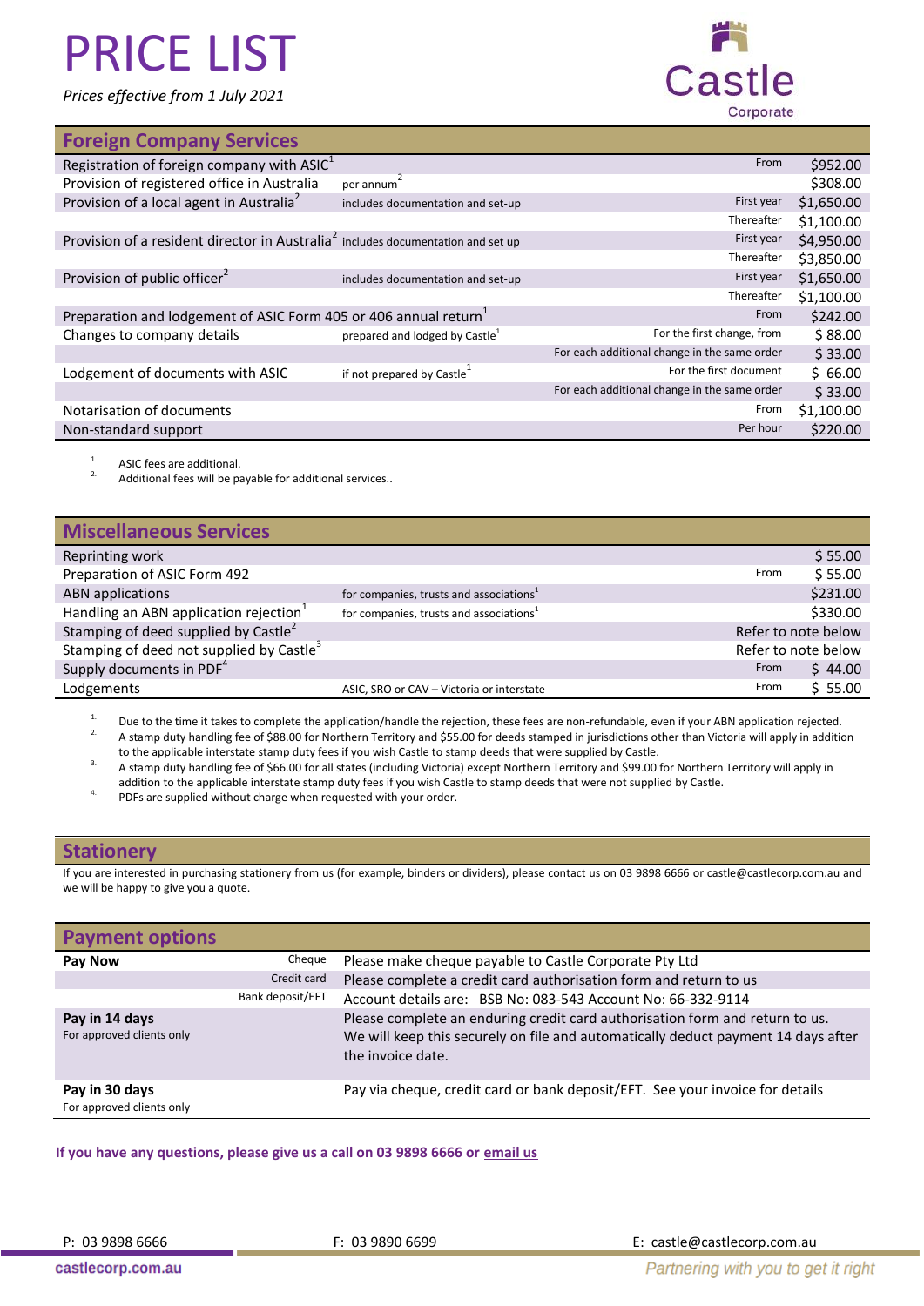# PRICE LIST

*Prices effective from 1 July 2021*

Castle Corporate

## Foreign Company Services

| | | | |
|---|---|---|---|
| Registration of foreign company with ASIC[1] | | From | $952.00 |
| Provision of registered office in Australia | per annum[2] | | $308.00 |
| Provision of a local agent in Australia[2] | includes documentation and set-up | First year | $1,650.00 |
| | | Thereafter | $1,100.00 |
| Provision of a resident director in Australia[2] | includes documentation and set up | First year | $4,950.00 |
| | | Thereafter | $3,850.00 |
| Provision of public officer[2] | includes documentation and set-up | First year | $1,650.00 |
| | | Thereafter | $1,100.00 |
| Preparation and lodgement of ASIC Form 405 or 406 annual return[1] | | From | $242.00 |
| Changes to company details | prepared and lodged by Castle[1] | For the first change, from | $ 88.00 |
| | | For each additional change in the same order | $ 33.00 |
| Lodgement of documents with ASIC | if not prepared by Castle[1] | For the first document | $ 66.00 |
| | | For each additional change in the same order | $ 33.00 |
| Notarisation of documents | | From | $1,100.00 |
| Non-standard support | | Per hour | $220.00 |

1. ASIC fees are additional.
2. Additional fees will be payable for additional services..

## Miscellaneous Services

| | | | |
|---|---|---|---|
| Reprinting work | | | $ 55.00 |
| Preparation of ASIC Form 492 | | From | $ 55.00 |
| ABN applications | for companies, trusts and associations[1] | | $231.00 |
| Handling an ABN application rejection[1] | for companies, trusts and associations[1] | | $330.00 |
| Stamping of deed supplied by Castle[2] | | | Refer to note below |
| Stamping of deed not supplied by Castle[3] | | | Refer to note below |
| Supply documents in PDF[4] | | From | $ 44.00 |
| Lodgements | ASIC, SRO or CAV – Victoria or interstate | From | $ 55.00 |

1. Due to the time it takes to complete the application/handle the rejection, these fees are non-refundable, even if your ABN application rejected.
2. A stamp duty handling fee of $88.00 for Northern Territory and $55.00 for deeds stamped in jurisdictions other than Victoria will apply in addition to the applicable interstate stamp duty fees if you wish Castle to stamp deeds that were supplied by Castle.
3. A stamp duty handling fee of $66.00 for all states (including Victoria) except Northern Territory and $99.00 for Northern Territory will apply in addition to the applicable interstate stamp duty fees if you wish Castle to stamp deeds that were not supplied by Castle.
4. PDFs are supplied without charge when requested with your order.

## Stationery

If you are interested in purchasing stationery from us (for example, binders or dividers), please contact us on 03 9898 6666 or castle@castlecorp.com.au and we will be happy to give you a quote.

## Payment options

| | | |
|---|---|---|
| **Pay Now** | Cheque | Please make cheque payable to Castle Corporate Pty Ltd |
| | Credit card | Please complete a credit card authorisation form and return to us |
| | Bank deposit/EFT | Account details are: BSB No: 083-543 Account No: 66-332-9114 |
| **Pay in 14 days**<br>For approved clients only | | Please complete an enduring credit card authorisation form and return to us. We will keep this securely on file and automatically deduct payment 14 days after the invoice date. |
| **Pay in 30 days**<br>For approved clients only | | Pay via cheque, credit card or bank deposit/EFT. See your invoice for details |

**If you have any questions, please give us a call on 03 9898 6666 or email us**

P: 03 9898 6666　F: 03 9890 6699　E: castle@castlecorp.com.au

castlecorp.com.au　*Partnering with you to get it right*